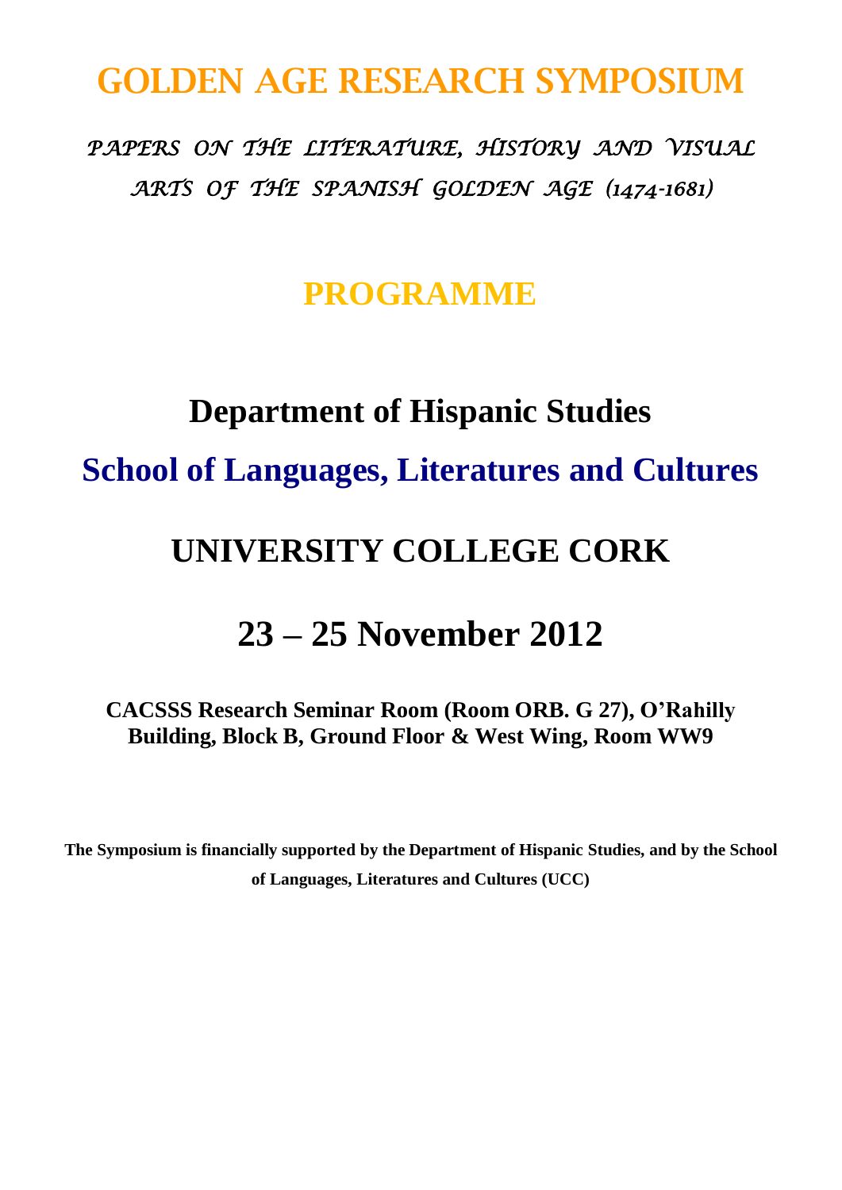# GOLDEN AGE RESEARCH SYMPOSIUM

*PAPERS ON THE LITERATURE, HISTORY AND VISUAL ARTS OF THE SPANISH GOLDEN AGE (1474-1681)*

## PROGRAMME

## Department of Hispanic Studies

## School of Languages, Literatures and Cultures

## UNIVERSITY COLLEGE CORK

## 23 – 25 November 2012

**CACSSS Research Seminar Room (Room ORB. G 27), O'Rahilly Building, Block B, Ground Floor & West Wing, Room WW9**

**The Symposium is financially supported by the Department of Hispanic Studies, and by the School of Languages, Literatures and Cultures (UCC)**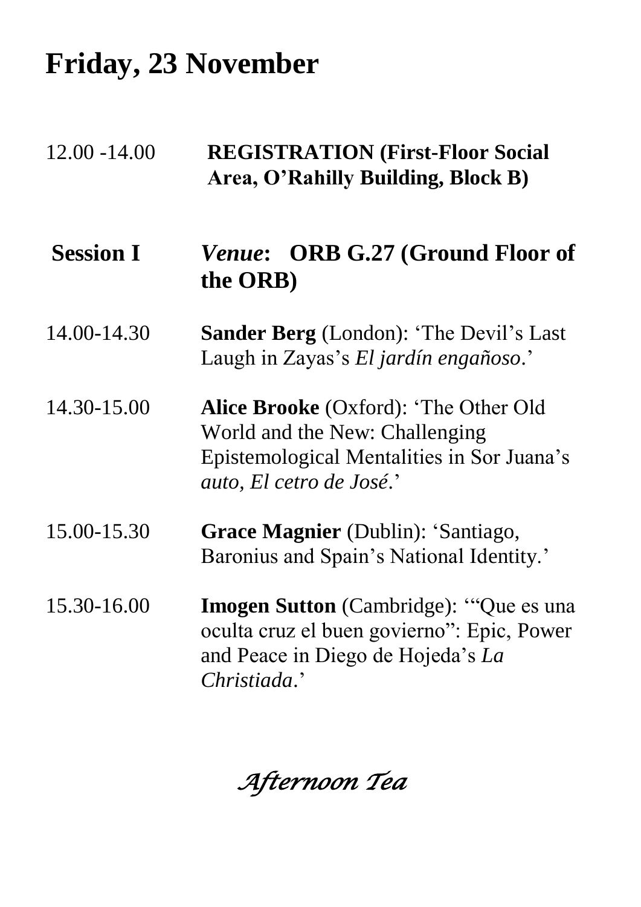# Friday, 23 November

12.00 -14.00 **REGISTRATION (First-Floor Social Area, O'Rahilly Building, Block B)**

**Session I** *Venue*: **ORB G.27 (Ground Floor of the ORB)**

14.00-14.30 **Sander Berg** (London): 'The Devil's Last Laugh in Zayas's *El jardín engañoso*.'

14.30-15.00 **Alice Brooke** (Oxford): 'The Other Old World and the New: Challenging Epistemological Mentalities in Sor Juana's *auto, El cetro de José*.'

15.00-15.30 **Grace Magnier** (Dublin): 'Santiago, Baronius and Spain's National Identity.'

15.30-16.00 **Imogen Sutton** (Cambridge): '"Que es una oculta cruz el buen govierno": Epic, Power and Peace in Diego de Hojeda's *La Christiada*.'

*Afternoon Tea*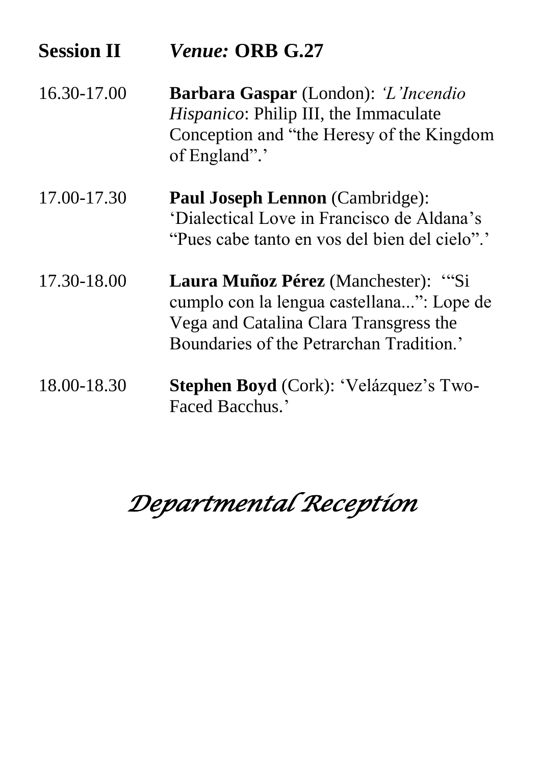**Session II** *Venue:* **ORB G.27**

| | |
|---|---|
| 16.30-17.00 | **Barbara Gaspar** (London): *'L'Incendio Hispanico*: Philip III, the Immaculate Conception and "the Heresy of the Kingdom of England".' |
| 17.00-17.30 | **Paul Joseph Lennon** (Cambridge): 'Dialectical Love in Francisco de Aldana's "Pues cabe tanto en vos del bien del cielo".' |
| 17.30-18.00 | **Laura Muñoz Pérez** (Manchester): '"Si cumplo con la lengua castellana...": Lope de Vega and Catalina Clara Transgress the Boundaries of the Petrarchan Tradition.' |
| 18.00-18.30 | **Stephen Boyd** (Cork): 'Velázquez's Two-Faced Bacchus.' |

*Departmental Reception*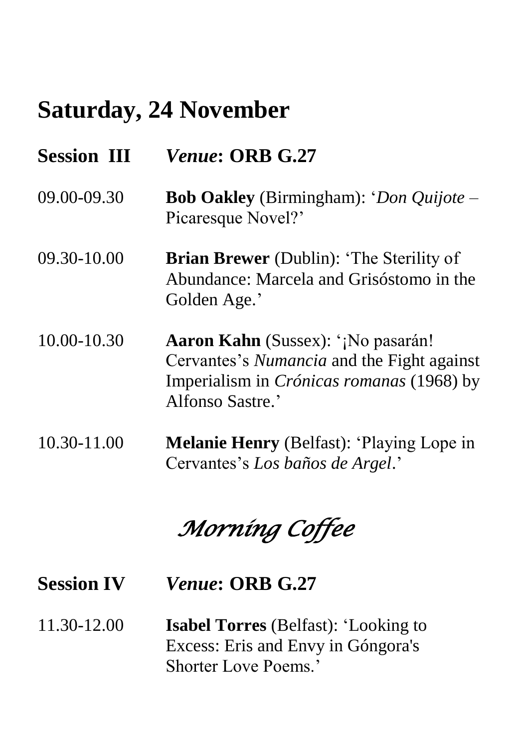## Saturday, 24 November

**Session III** *Venue***: ORB G.27**

09.00-09.30 **Bob Oakley** (Birmingham): '*Don Quijote* – Picaresque Novel?'

09.30-10.00 **Brian Brewer** (Dublin): 'The Sterility of Abundance: Marcela and Grisóstomo in the Golden Age.'

10.00-10.30 **Aaron Kahn** (Sussex): '¡No pasarán! Cervantes's *Numancia* and the Fight against Imperialism in *Crónicas romanas* (1968) by Alfonso Sastre.'

10.30-11.00 **Melanie Henry** (Belfast): 'Playing Lope in Cervantes's *Los baños de Argel*.'

*Morning Coffee*

**Session IV** *Venue***: ORB G.27**

11.30-12.00 **Isabel Torres** (Belfast): 'Looking to Excess: Eris and Envy in Góngora's Shorter Love Poems.'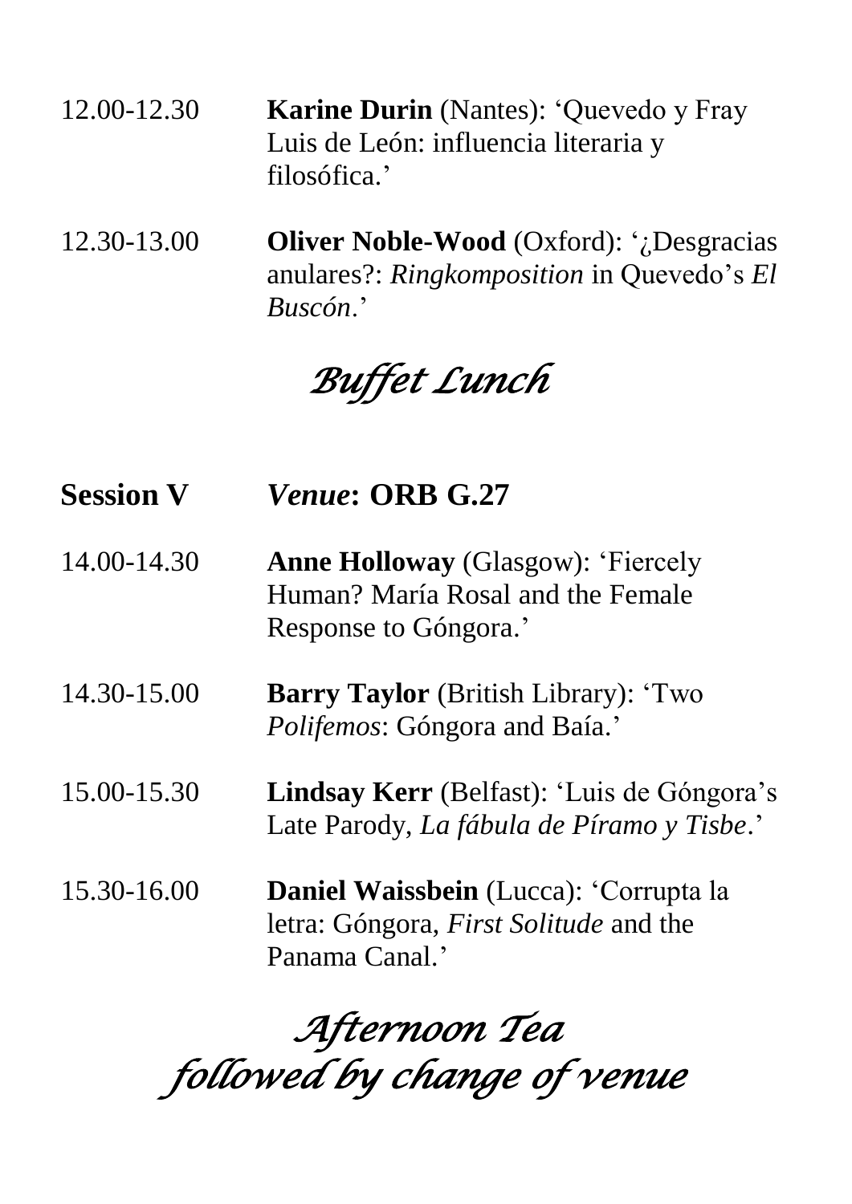12.00-12.30 **Karine Durin** (Nantes): 'Quevedo y Fray Luis de León: influencia literaria y filosófica.'

12.30-13.00 **Oliver Noble-Wood** (Oxford): '¿Desgracias anulares?: *Ringkomposition* in Quevedo's *El Buscón*.'

*Buffet Lunch*

## Session V *Venue*: ORB G.27

14.00-14.30 **Anne Holloway** (Glasgow): 'Fiercely Human? María Rosal and the Female Response to Góngora.'

14.30-15.00 **Barry Taylor** (British Library): 'Two *Polifemos*: Góngora and Baía.'

15.00-15.30 **Lindsay Kerr** (Belfast): 'Luis de Góngora's Late Parody, *La fábula de Píramo y Tisbe*.'

15.30-16.00 **Daniel Waissbein** (Lucca): 'Corrupta la letra: Góngora, *First Solitude* and the Panama Canal.'

*Afternoon Tea*
*followed by change of venue*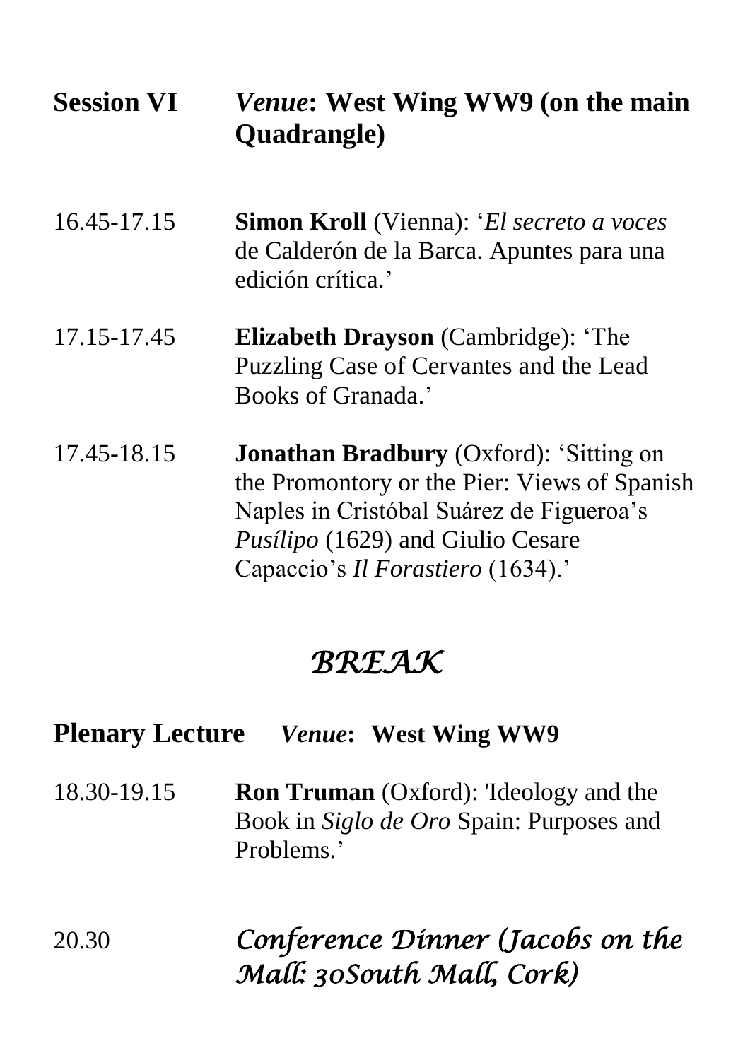## Session VI *Venue*: West Wing WW9 (on the main Quadrangle)

16.45-17.15 **Simon Kroll** (Vienna): '*El secreto a voces* de Calderón de la Barca. Apuntes para una edición crítica.'

17.15-17.45 **Elizabeth Drayson** (Cambridge): 'The Puzzling Case of Cervantes and the Lead Books of Granada.'

17.45-18.15 **Jonathan Bradbury** (Oxford): 'Sitting on the Promontory or the Pier: Views of Spanish Naples in Cristóbal Suárez de Figueroa's *Pusílipo* (1629) and Giulio Cesare Capaccio's *Il Forastiero* (1634).'

## *BREAK*

## Plenary Lecture *Venue*: West Wing WW9

18.30-19.15 **Ron Truman** (Oxford): 'Ideology and the Book in *Siglo de Oro* Spain: Purposes and Problems.'

20.30 *Conference Dinner (Jacobs on the Mall: 30South Mall, Cork)*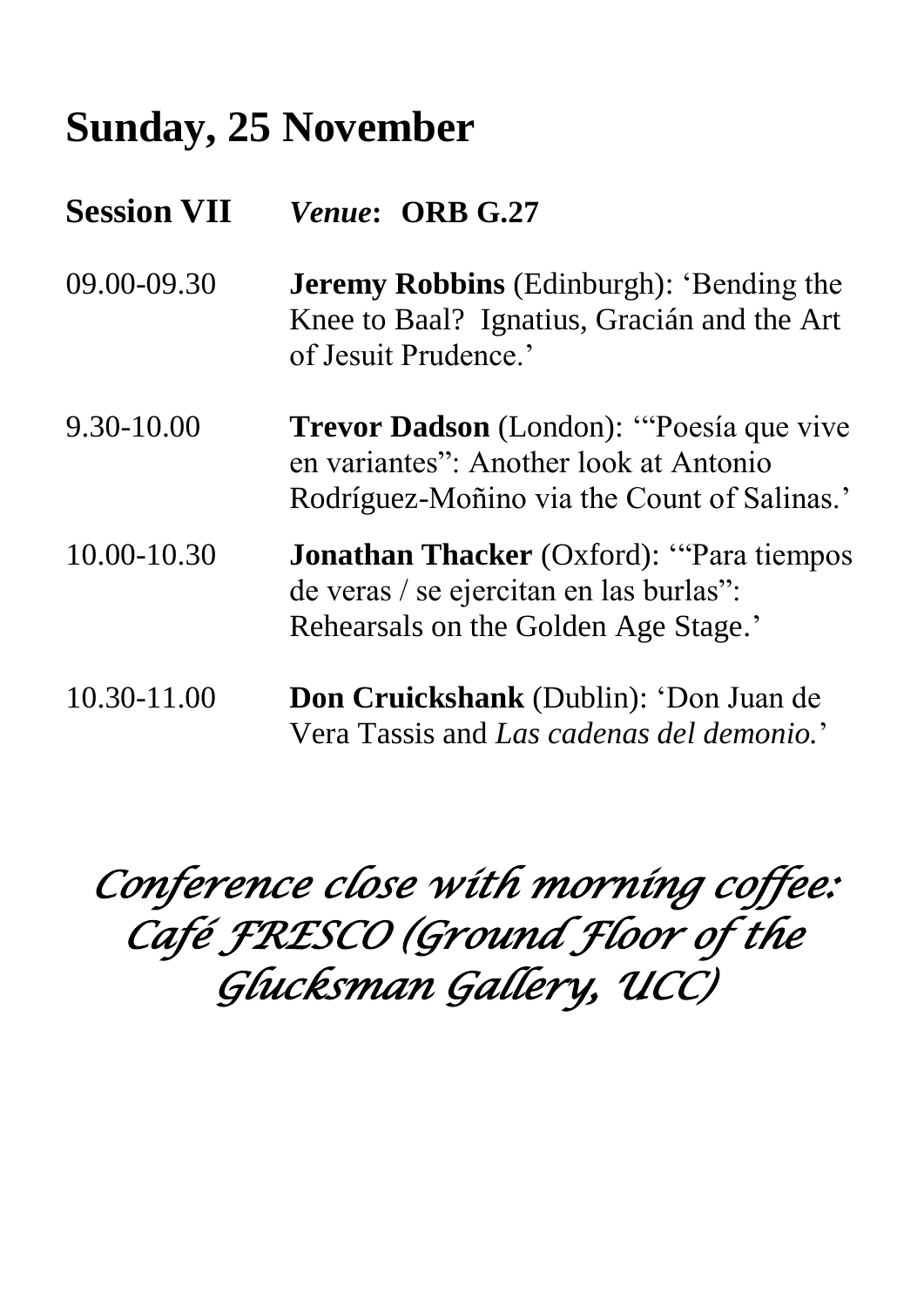# Sunday, 25 November

**Session VII** *Venue***: ORB G.27**

09.00-09.30 **Jeremy Robbins** (Edinburgh): 'Bending the Knee to Baal? Ignatius, Gracián and the Art of Jesuit Prudence.'

9.30-10.00 **Trevor Dadson** (London): '"Poesía que vive en variantes": Another look at Antonio Rodríguez-Moñino via the Count of Salinas.'

10.00-10.30 **Jonathan Thacker** (Oxford): '"Para tiempos de veras / se ejercitan en las burlas": Rehearsals on the Golden Age Stage.'

10.30-11.00 **Don Cruickshank** (Dublin): 'Don Juan de Vera Tassis and *Las cadenas del demonio.*'

*Conference close with morning coffee: Café FRESCO (Ground Floor of the Glucksman Gallery, UCC)*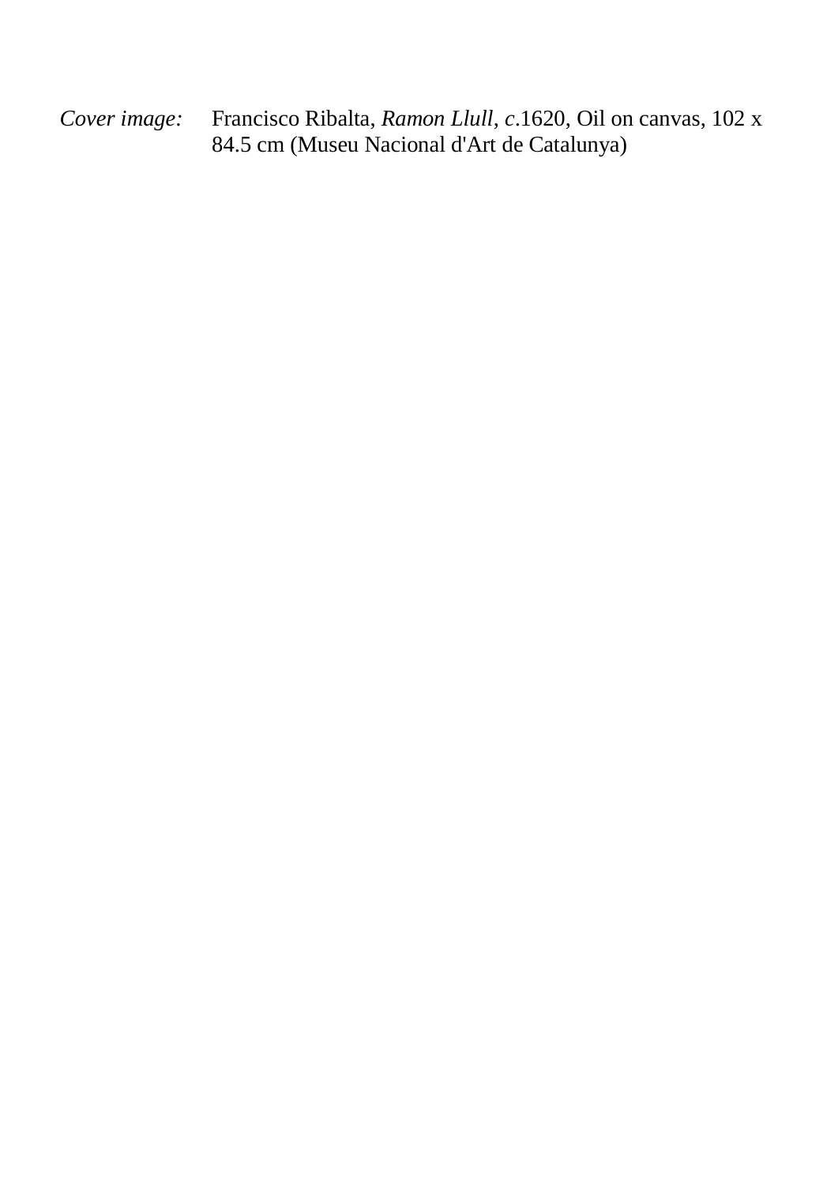*Cover image:* Francisco Ribalta, *Ramon Llull*, *c*.1620, Oil on canvas, 102 x 84.5 cm (Museu Nacional d'Art de Catalunya)